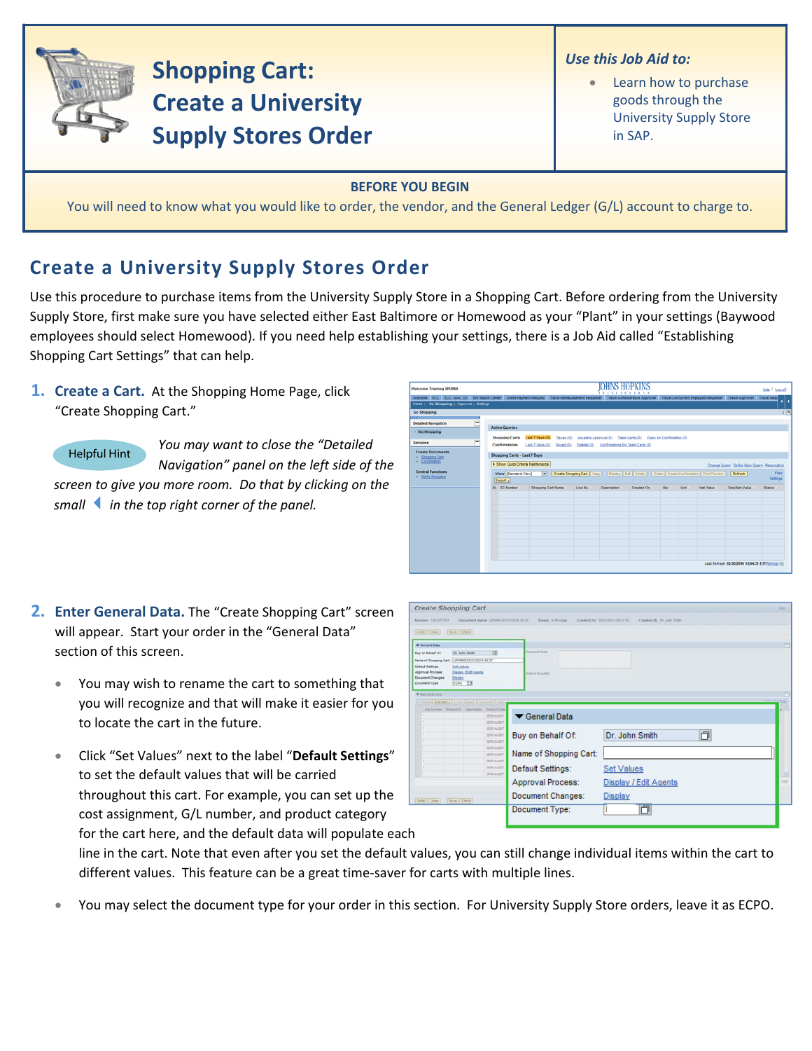# Shopping Cart: Create a University Supply Stores Order

***Use this Job Aid to:***

- Learn how to purchase goods through the University Supply Store in SAP.

**BEFORE YOU BEGIN**

You will need to know what you would like to order, the vendor, and the General Ledger (G/L) account to charge to.

## Create a University Supply Stores Order

Use this procedure to purchase items from the University Supply Store in a Shopping Cart. Before ordering from the University Supply Store, first make sure you have selected either East Baltimore or Homewood as your "Plant" in your settings (Baywood employees should select Homewood). If you need help establishing your settings, there is a Job Aid called "Establishing Shopping Cart Settings" that can help.

1. **Create a Cart.** At the Shopping Home Page, click "Create Shopping Cart."

Helpful Hint

*You may want to close the "Detailed Navigation" panel on the left side of the screen to give you more room. Do that by clicking on the small ◀ in the top right corner of the panel.*

2. **Enter General Data.** The "Create Shopping Cart" screen will appear. Start your order in the "General Data" section of this screen.

   - You may wish to rename the cart to something that you will recognize and that will make it easier for you to locate the cart in the future.
   - Click "Set Values" next to the label "**Default Settings**" to set the default values that will be carried throughout this cart. For example, you can set up the cost assignment, G/L number, and product category for the cart here, and the default data will populate each line in the cart. Note that even after you set the default values, you can still change individual items within the cart to different values. This feature can be a great time-saver for carts with multiple lines.
   - You may select the document type for your order in this section. For University Supply Store orders, leave it as ECPO.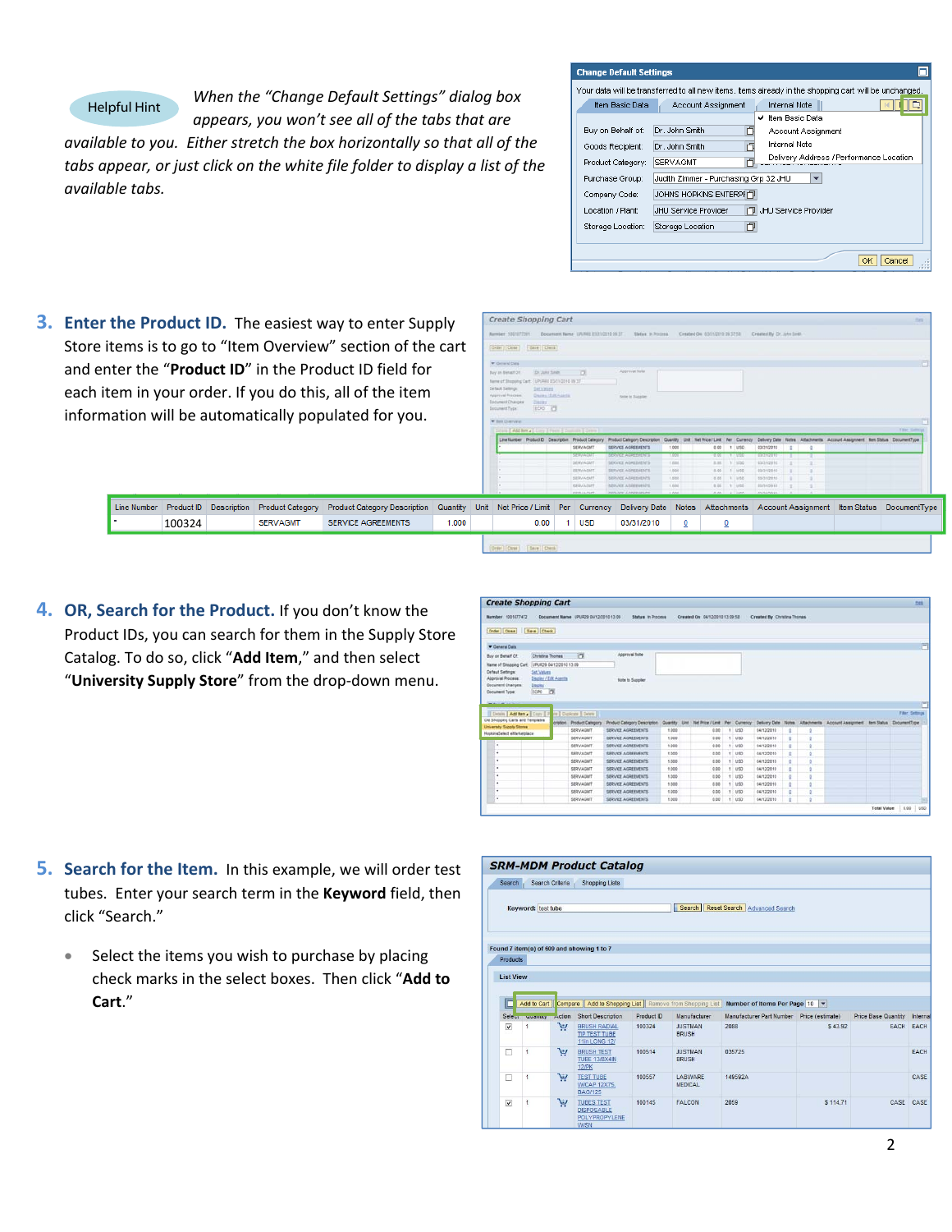Helpful Hint

*When the "Change Default Settings" dialog box appears, you won't see all of the tabs that are available to you. Either stretch the box horizontally so that all of the tabs appear, or just click on the white file folder to display a list of the available tabs.*

3. **Enter the Product ID.** The easiest way to enter Supply Store items is to go to "Item Overview" section of the cart and enter the "**Product ID**" in the Product ID field for each item in your order. If you do this, all of the item information will be automatically populated for you.

| Line Number | Product ID | Description | Product Category | Product Category Description | Quantity | Unit | Net Price / Limit | Per | Currency | Delivery Date | Notes | Attachments | Account Assignment | Item Status | DocumentType |
|---|---|---|---|---|---|---|---|---|---|---|---|---|---|---|---|
| • | 100324 | | SERVAGMT | SERVICE AGREEMENTS | 1.000 | | 0.00 | 1 | USD | 03/31/2010 | 0 | 0 | | | |

4. **OR, Search for the Product.** If you don't know the Product IDs, you can search for them in the Supply Store Catalog. To do so, click "**Add Item**," and then select "**University Supply Store**" from the drop-down menu.

5. **Search for the Item.** In this example, we will order test tubes. Enter your search term in the **Keyword** field, then click "Search."

   - Select the items you wish to purchase by placing check marks in the select boxes. Then click "**Add to Cart**."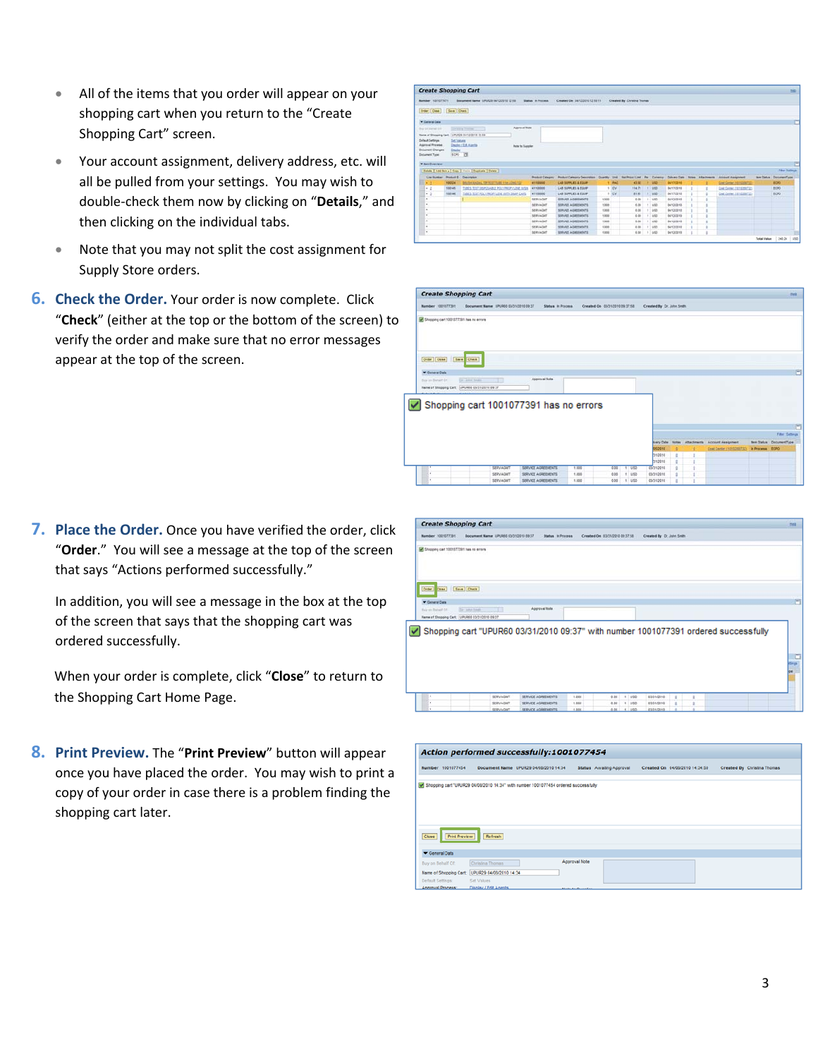- All of the items that you order will appear on your shopping cart when you return to the "Create Shopping Cart" screen.
- Your account assignment, delivery address, etc. will all be pulled from your settings. You may wish to double-check them now by clicking on "**Details**," and then clicking on the individual tabs.
- Note that you may not split the cost assignment for Supply Store orders.

**6. Check the Order.** Your order is now complete. Click "**Check**" (either at the top or the bottom of the screen) to verify the order and make sure that no error messages appear at the top of the screen.

**7. Place the Order.** Once you have verified the order, click "**Order**." You will see a message at the top of the screen that says "Actions performed successfully."

In addition, you will see a message in the box at the top of the screen that says that the shopping cart was ordered successfully.

When your order is complete, click "**Close**" to return to the Shopping Cart Home Page.

**8. Print Preview.** The "**Print Preview**" button will appear once you have placed the order. You may wish to print a copy of your order in case there is a problem finding the shopping cart later.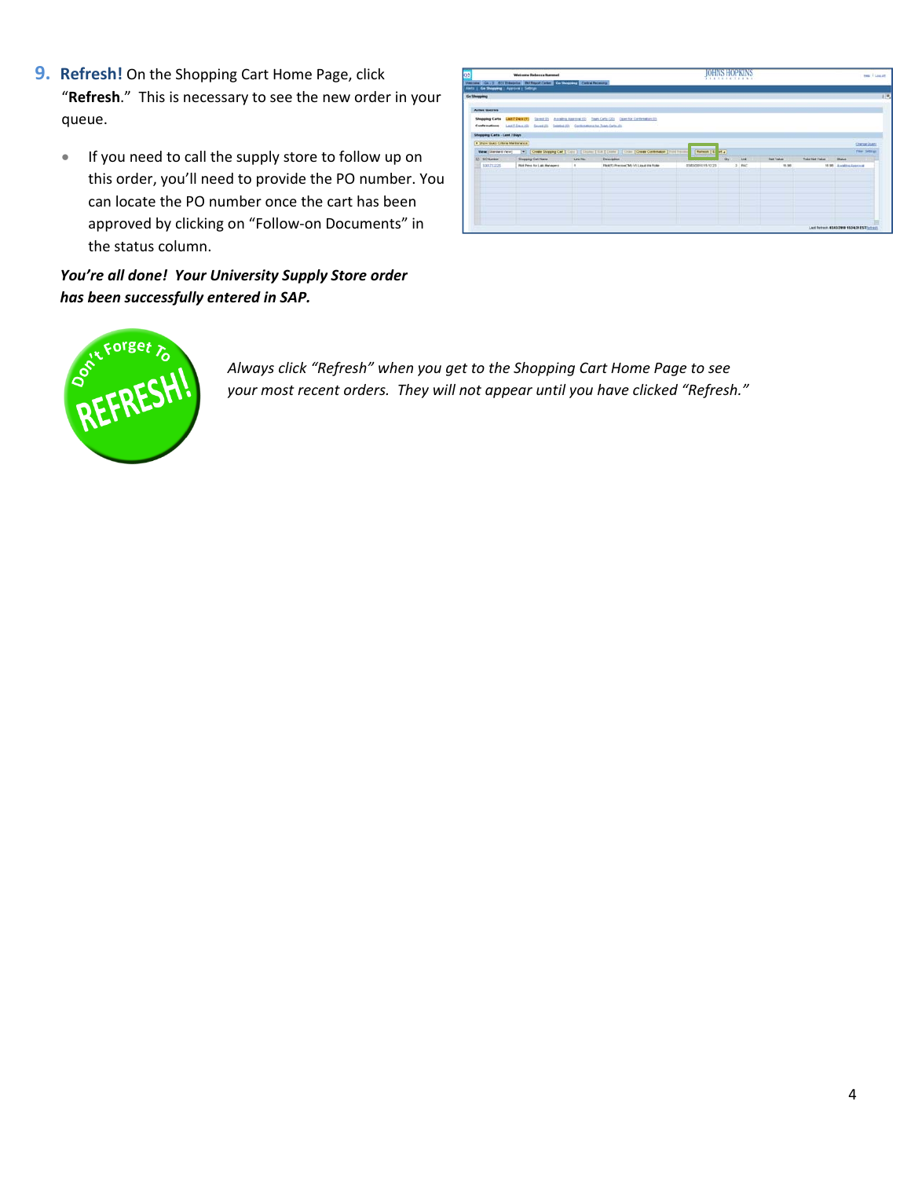9. **Refresh!** On the Shopping Cart Home Page, click "**Refresh**." This is necessary to see the new order in your queue.

- If you need to call the supply store to follow up on this order, you'll need to provide the PO number. You can locate the PO number once the cart has been approved by clicking on "Follow-on Documents" in the status column.

***You're all done! Your University Supply Store order has been successfully entered in SAP.***

*Always click "Refresh" when you get to the Shopping Cart Home Page to see your most recent orders. They will not appear until you have clicked "Refresh."*